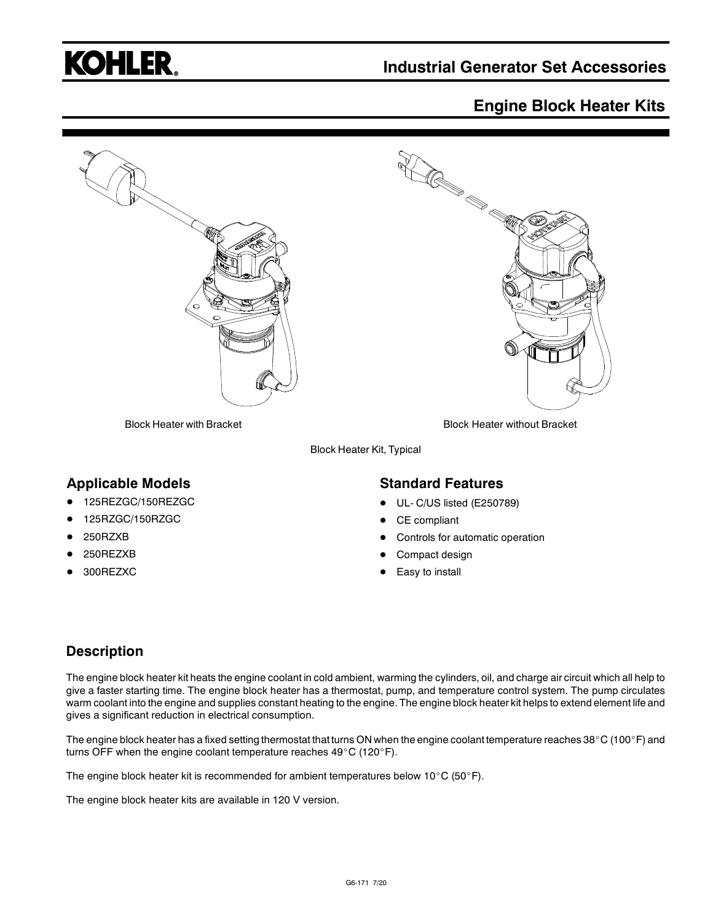# KOHLER

## Industrial Generator Set Accessories

## Engine Block Heater Kits

Block Heater with Bracket

Block Heater without Bracket

Block Heater Kit, Typical

### Applicable Models

- 125REZGC/150REZGC
- 125RZGC/150RZGC
- 250RZXB
- 250REZXB
- 300REZXC

### Standard Features

- UL- C/US listed (E250789)
- CE compliant
- Controls for automatic operation
- Compact design
- Easy to install

### Description

The engine block heater kit heats the engine coolant in cold ambient, warming the cylinders, oil, and charge air circuit which all help to give a faster starting time. The engine block heater has a thermostat, pump, and temperature control system. The pump circulates warm coolant into the engine and supplies constant heating to the engine. The engine block heater kit helps to extend element life and gives a significant reduction in electrical consumption.

The engine block heater has a fixed setting thermostat that turns ON when the engine coolant temperature reaches 38°C (100°F) and turns OFF when the engine coolant temperature reaches 49°C (120°F).

The engine block heater kit is recommended for ambient temperatures below 10°C (50°F).

The engine block heater kits are available in 120 V version.

G6-171 7/20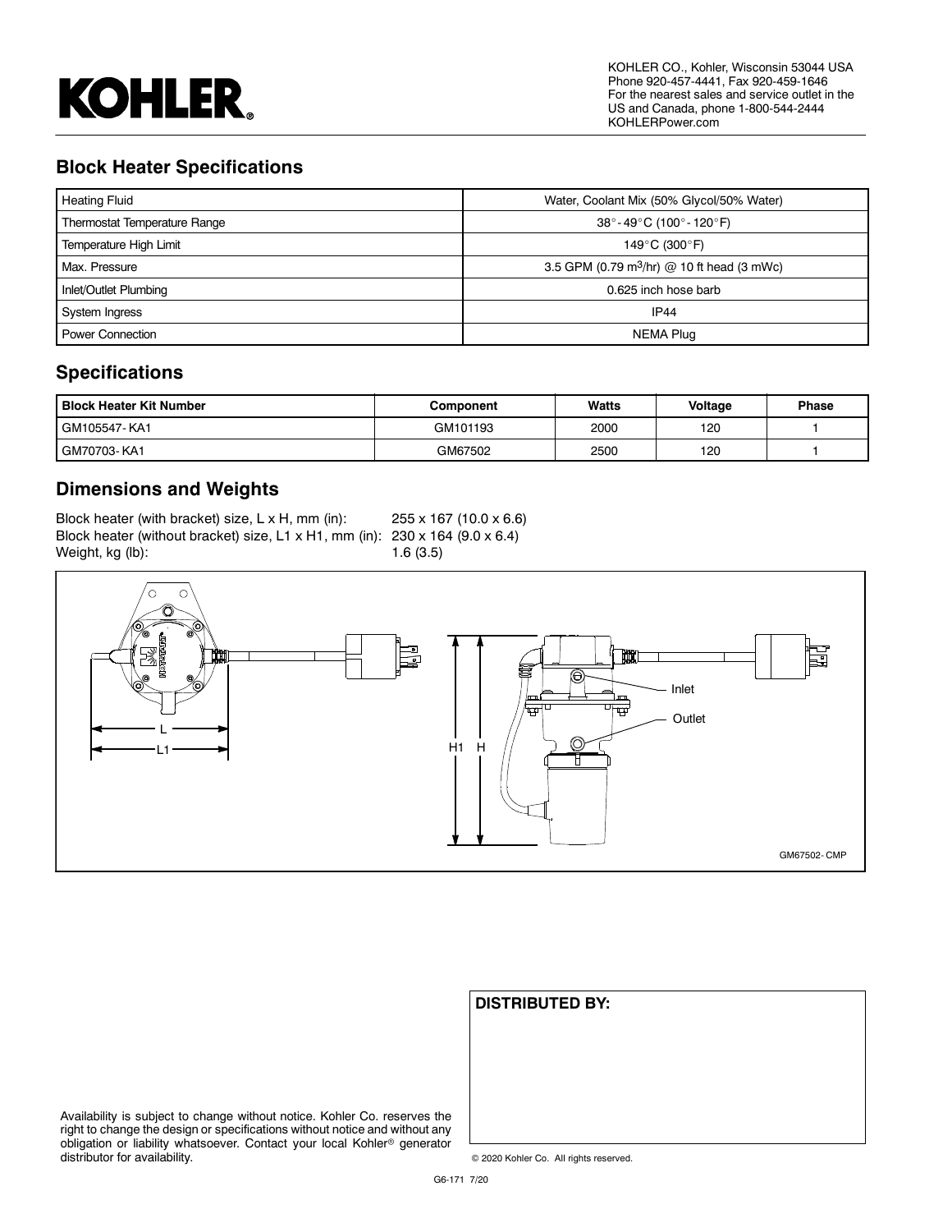KOHLER CO., Kohler, Wisconsin 53044 USA
Phone 920-457-4441, Fax 920-459-1646
For the nearest sales and service outlet in the US and Canada, phone 1-800-544-2444
KOHLERPower.com

## Block Heater Specifications

| | |
|---|---|
| Heating Fluid | Water, Coolant Mix (50% Glycol/50% Water) |
| Thermostat Temperature Range | 38°- 49°C (100°- 120°F) |
| Temperature High Limit | 149°C (300°F) |
| Max. Pressure | 3.5 GPM (0.79 $m^3$/hr) @ 10 ft head (3 mWc) |
| Inlet/Outlet Plumbing | 0.625 inch hose barb |
| System Ingress | IP44 |
| Power Connection | NEMA Plug |

## Specifications

| Block Heater Kit Number | Component | Watts | Voltage | Phase |
|---|---|---|---|---|
| GM105547- KA1 | GM101193 | 2000 | 120 | 1 |
| GM70703- KA1 | GM67502 | 2500 | 120 | 1 |

## Dimensions and Weights

Block heater (with bracket) size, L x H, mm (in): 255 x 167 (10.0 x 6.6)
Block heater (without bracket) size, L1 x H1, mm (in): 230 x 164 (9.0 x 6.4)
Weight, kg (lb): 1.6 (3.5)

L
L1
H1 H
Inlet
Outlet
GM67502- CMP

**DISTRIBUTED BY:**

Availability is subject to change without notice. Kohler Co. reserves the right to change the design or specifications without notice and without any obligation or liability whatsoever. Contact your local Kohler® generator distributor for availability.

© 2020 Kohler Co. All rights reserved.

G6-171 7/20